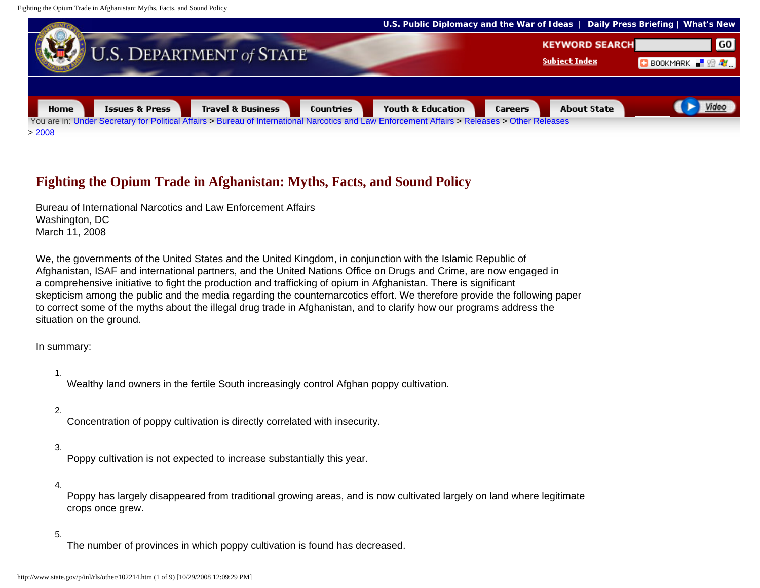# Fighting the Opium Trade in Afghanistan: Myths, Facts, and Sound Policy

Bureau of International Narcotics and Law Enforcement Affairs
Washington, DC
March 11, 2008

We, the governments of the United States and the United Kingdom, in conjunction with the Islamic Republic of Afghanistan, ISAF and international partners, and the United Nations Office on Drugs and Crime, are now engaged in a comprehensive initiative to fight the production and trafficking of opium in Afghanistan. There is significant skepticism among the public and the media regarding the counternarcotics effort. We therefore provide the following paper to correct some of the myths about the illegal drug trade in Afghanistan, and to clarify how our programs address the situation on the ground.

In summary:

1. Wealthy land owners in the fertile South increasingly control Afghan poppy cultivation.

2. Concentration of poppy cultivation is directly correlated with insecurity.

3. Poppy cultivation is not expected to increase substantially this year.

4. Poppy has largely disappeared from traditional growing areas, and is now cultivated largely on land where legitimate crops once grew.

5. The number of provinces in which poppy cultivation is found has decreased.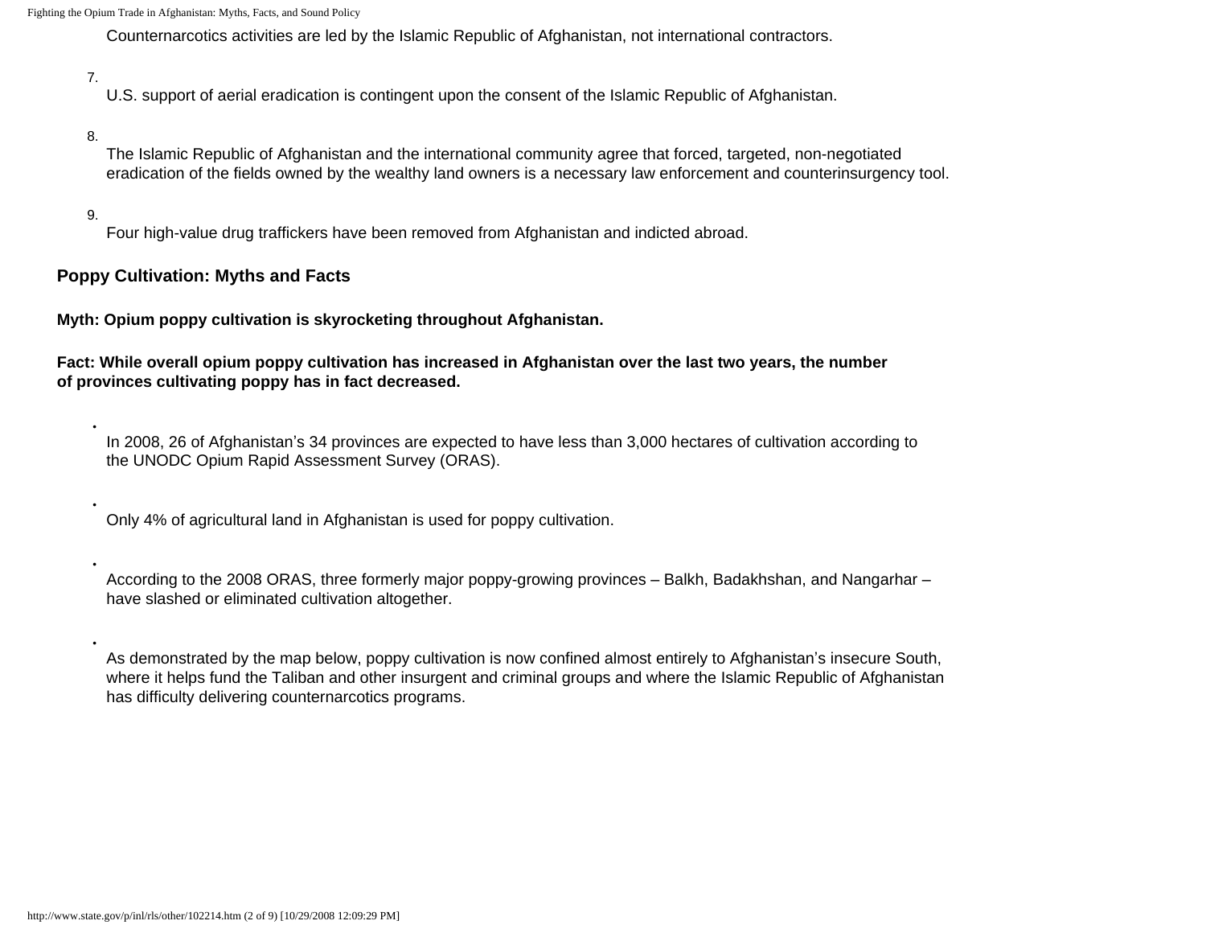Counternarcotics activities are led by the Islamic Republic of Afghanistan, not international contractors.

7. U.S. support of aerial eradication is contingent upon the consent of the Islamic Republic of Afghanistan.

8. The Islamic Republic of Afghanistan and the international community agree that forced, targeted, non-negotiated eradication of the fields owned by the wealthy land owners is a necessary law enforcement and counterinsurgency tool.

9. Four high-value drug traffickers have been removed from Afghanistan and indicted abroad.

## Poppy Cultivation: Myths and Facts

**Myth: Opium poppy cultivation is skyrocketing throughout Afghanistan.**

**Fact: While overall opium poppy cultivation has increased in Afghanistan over the last two years, the number of provinces cultivating poppy has in fact decreased.**

- In 2008, 26 of Afghanistan's 34 provinces are expected to have less than 3,000 hectares of cultivation according to the UNODC Opium Rapid Assessment Survey (ORAS).
- Only 4% of agricultural land in Afghanistan is used for poppy cultivation.
- According to the 2008 ORAS, three formerly major poppy-growing provinces – Balkh, Badakhshan, and Nangarhar – have slashed or eliminated cultivation altogether.
- As demonstrated by the map below, poppy cultivation is now confined almost entirely to Afghanistan's insecure South, where it helps fund the Taliban and other insurgent and criminal groups and where the Islamic Republic of Afghanistan has difficulty delivering counternarcotics programs.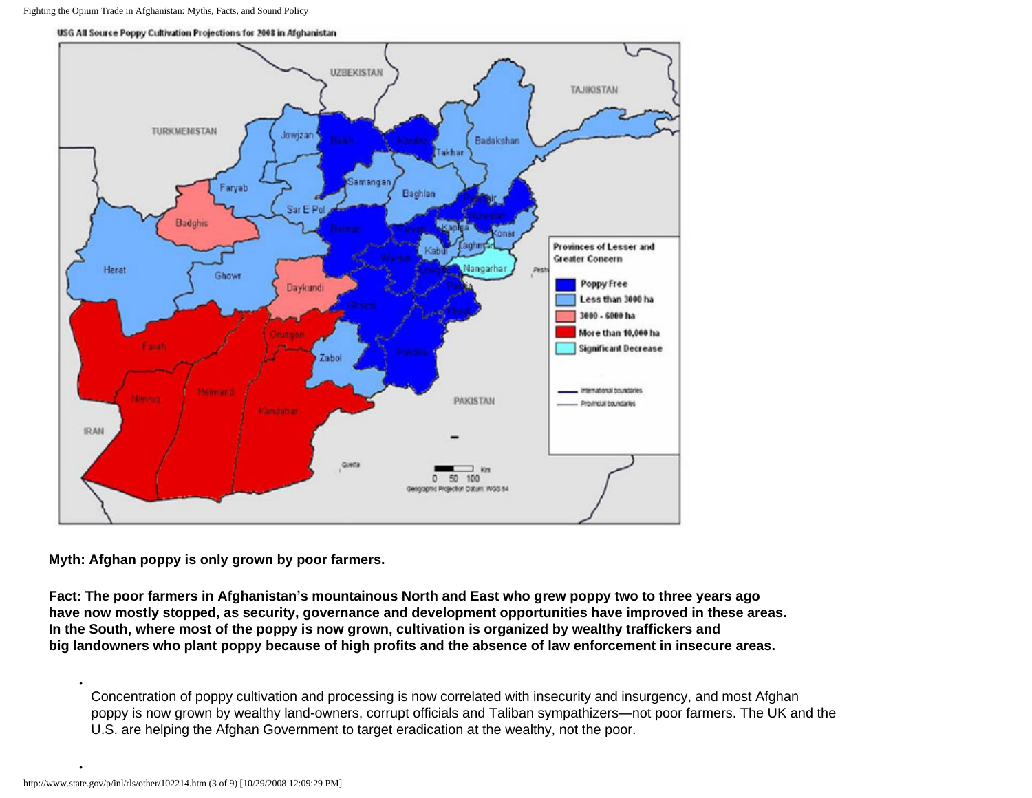USG All Source Poppy Cultivation Projections for 2008 in Afghanistan

**Myth: Afghan poppy is only grown by poor farmers.**

**Fact: The poor farmers in Afghanistan's mountainous North and East who grew poppy two to three years ago have now mostly stopped, as security, governance and development opportunities have improved in these areas. In the South, where most of the poppy is now grown, cultivation is organized by wealthy traffickers and big landowners who plant poppy because of high profits and the absence of law enforcement in insecure areas.**

- Concentration of poppy cultivation and processing is now correlated with insecurity and insurgency, and most Afghan poppy is now grown by wealthy land-owners, corrupt officials and Taliban sympathizers—not poor farmers. The UK and the U.S. are helping the Afghan Government to target eradication at the wealthy, not the poor.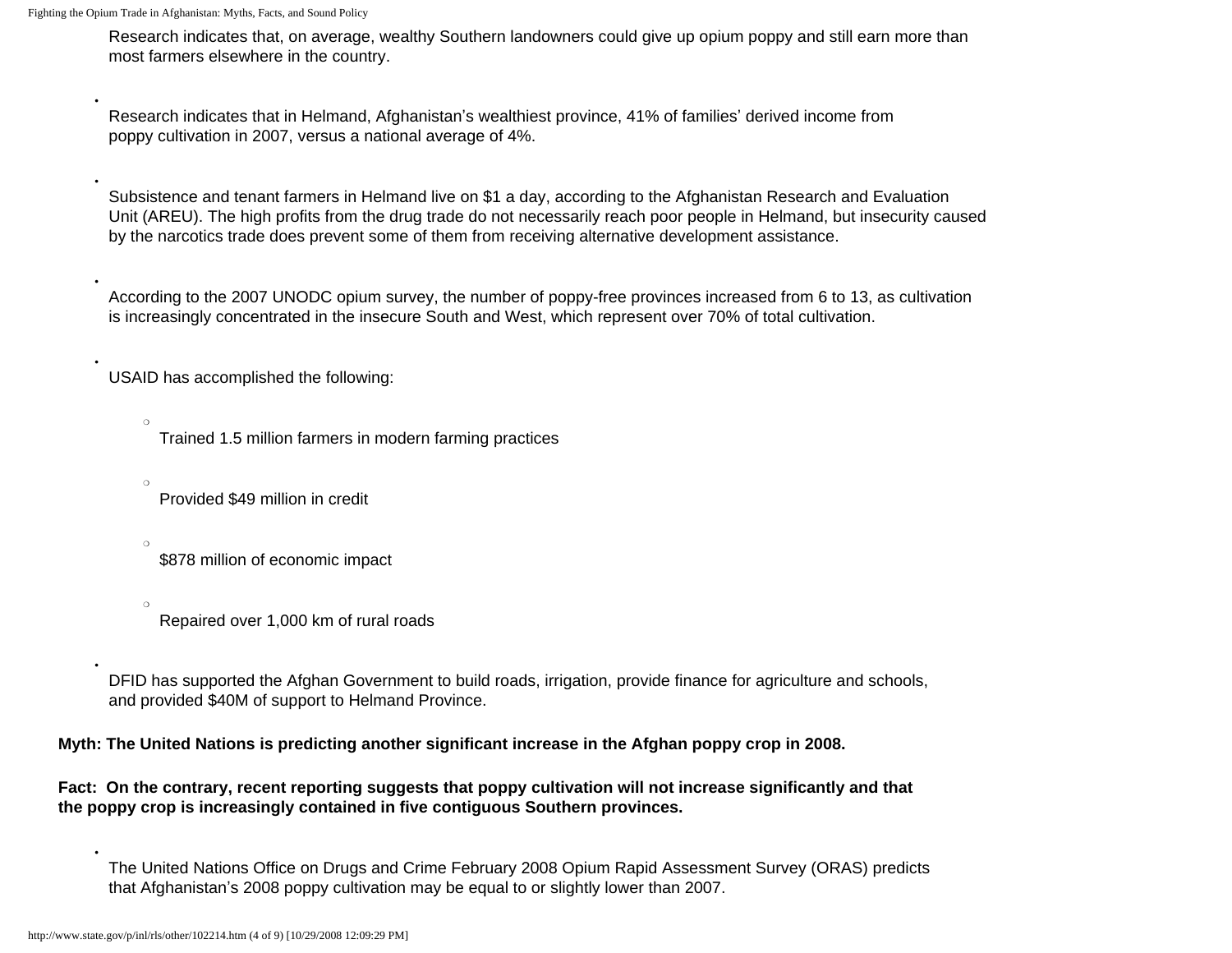Research indicates that, on average, wealthy Southern landowners could give up opium poppy and still earn more than most farmers elsewhere in the country.

- Research indicates that in Helmand, Afghanistan's wealthiest province, 41% of families' derived income from poppy cultivation in 2007, versus a national average of 4%.

- Subsistence and tenant farmers in Helmand live on $1 a day, according to the Afghanistan Research and Evaluation Unit (AREU). The high profits from the drug trade do not necessarily reach poor people in Helmand, but insecurity caused by the narcotics trade does prevent some of them from receiving alternative development assistance.

- According to the 2007 UNODC opium survey, the number of poppy-free provinces increased from 6 to 13, as cultivation is increasingly concentrated in the insecure South and West, which represent over 70% of total cultivation.

- USAID has accomplished the following:

    - Trained 1.5 million farmers in modern farming practices
    - Provided $49 million in credit
    - $878 million of economic impact
    - Repaired over 1,000 km of rural roads

- DFID has supported the Afghan Government to build roads, irrigation, provide finance for agriculture and schools, and provided $40M of support to Helmand Province.

**Myth: The United Nations is predicting another significant increase in the Afghan poppy crop in 2008.**

**Fact: On the contrary, recent reporting suggests that poppy cultivation will not increase significantly and that the poppy crop is increasingly contained in five contiguous Southern provinces.**

- The United Nations Office on Drugs and Crime February 2008 Opium Rapid Assessment Survey (ORAS) predicts that Afghanistan's 2008 poppy cultivation may be equal to or slightly lower than 2007.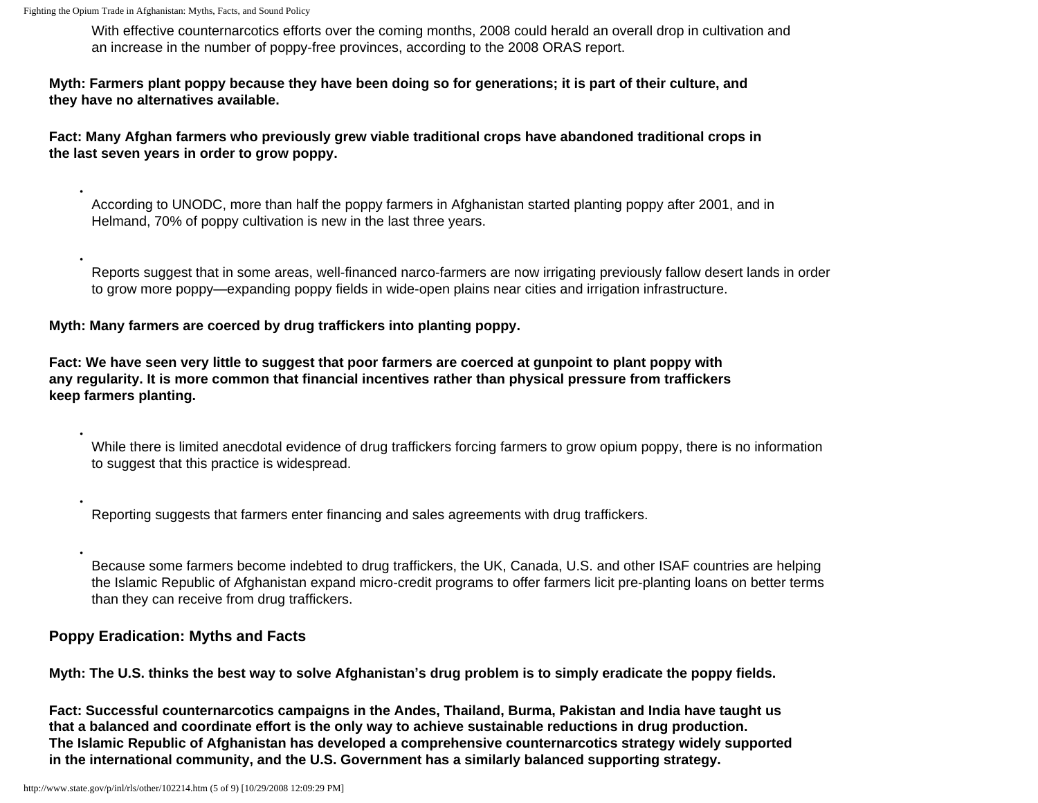With effective counternarcotics efforts over the coming months, 2008 could herald an overall drop in cultivation and an increase in the number of poppy-free provinces, according to the 2008 ORAS report.

**Myth: Farmers plant poppy because they have been doing so for generations; it is part of their culture, and they have no alternatives available.**

**Fact: Many Afghan farmers who previously grew viable traditional crops have abandoned traditional crops in the last seven years in order to grow poppy.**

- According to UNODC, more than half the poppy farmers in Afghanistan started planting poppy after 2001, and in Helmand, 70% of poppy cultivation is new in the last three years.

- Reports suggest that in some areas, well-financed narco-farmers are now irrigating previously fallow desert lands in order to grow more poppy—expanding poppy fields in wide-open plains near cities and irrigation infrastructure.

**Myth: Many farmers are coerced by drug traffickers into planting poppy.**

**Fact: We have seen very little to suggest that poor farmers are coerced at gunpoint to plant poppy with any regularity. It is more common that financial incentives rather than physical pressure from traffickers keep farmers planting.**

- While there is limited anecdotal evidence of drug traffickers forcing farmers to grow opium poppy, there is no information to suggest that this practice is widespread.

- Reporting suggests that farmers enter financing and sales agreements with drug traffickers.

- Because some farmers become indebted to drug traffickers, the UK, Canada, U.S. and other ISAF countries are helping the Islamic Republic of Afghanistan expand micro-credit programs to offer farmers licit pre-planting loans on better terms than they can receive from drug traffickers.

## Poppy Eradication: Myths and Facts

**Myth: The U.S. thinks the best way to solve Afghanistan's drug problem is to simply eradicate the poppy fields.**

**Fact: Successful counternarcotics campaigns in the Andes, Thailand, Burma, Pakistan and India have taught us that a balanced and coordinate effort is the only way to achieve sustainable reductions in drug production. The Islamic Republic of Afghanistan has developed a comprehensive counternarcotics strategy widely supported in the international community, and the U.S. Government has a similarly balanced supporting strategy.**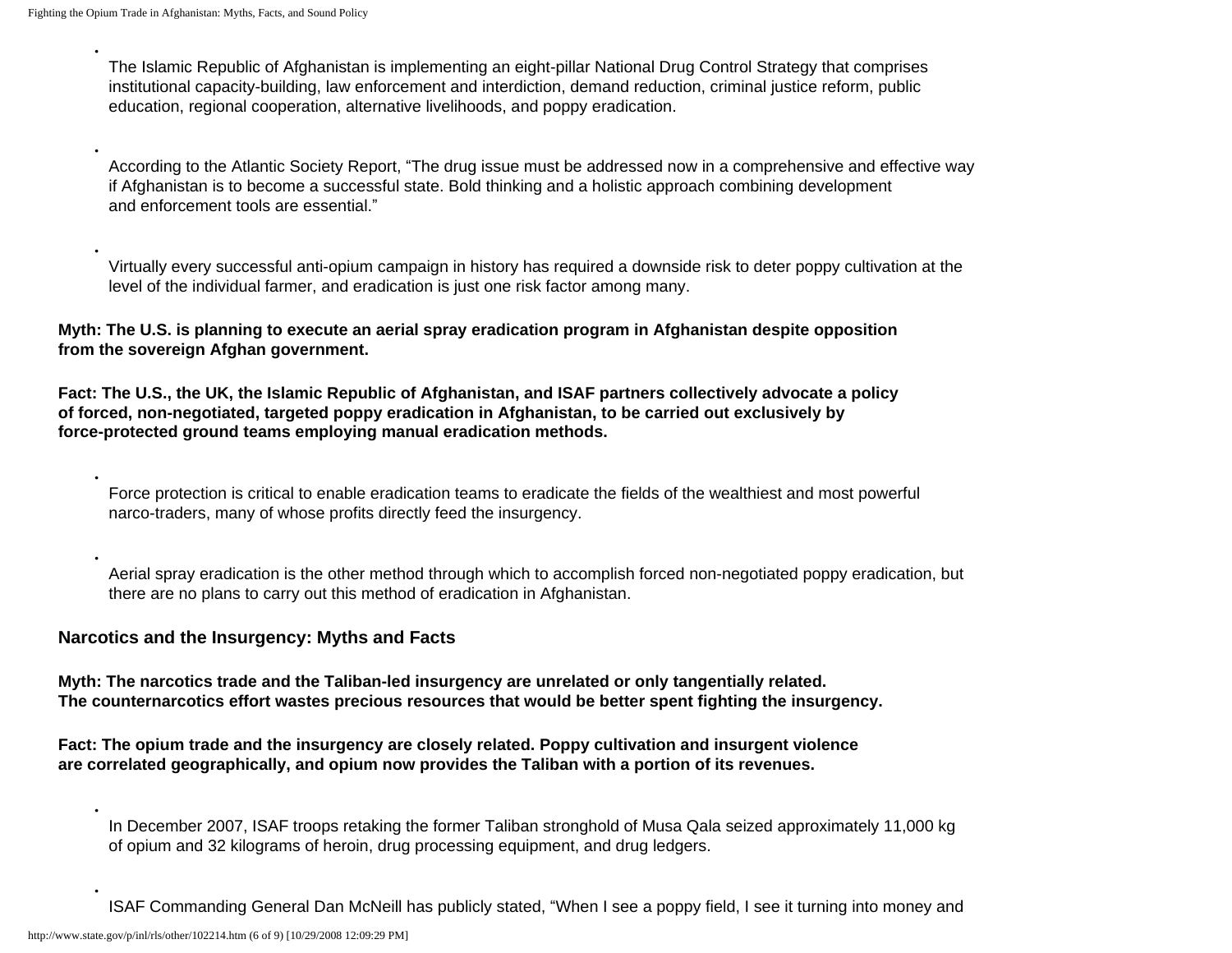- The Islamic Republic of Afghanistan is implementing an eight-pillar National Drug Control Strategy that comprises institutional capacity-building, law enforcement and interdiction, demand reduction, criminal justice reform, public education, regional cooperation, alternative livelihoods, and poppy eradication.

- According to the Atlantic Society Report, "The drug issue must be addressed now in a comprehensive and effective way if Afghanistan is to become a successful state. Bold thinking and a holistic approach combining development and enforcement tools are essential."

- Virtually every successful anti-opium campaign in history has required a downside risk to deter poppy cultivation at the level of the individual farmer, and eradication is just one risk factor among many.

**Myth: The U.S. is planning to execute an aerial spray eradication program in Afghanistan despite opposition from the sovereign Afghan government.**

**Fact: The U.S., the UK, the Islamic Republic of Afghanistan, and ISAF partners collectively advocate a policy of forced, non-negotiated, targeted poppy eradication in Afghanistan, to be carried out exclusively by force-protected ground teams employing manual eradication methods.**

- Force protection is critical to enable eradication teams to eradicate the fields of the wealthiest and most powerful narco-traders, many of whose profits directly feed the insurgency.

- Aerial spray eradication is the other method through which to accomplish forced non-negotiated poppy eradication, but there are no plans to carry out this method of eradication in Afghanistan.

## Narcotics and the Insurgency: Myths and Facts

**Myth: The narcotics trade and the Taliban-led insurgency are unrelated or only tangentially related. The counternarcotics effort wastes precious resources that would be better spent fighting the insurgency.**

**Fact: The opium trade and the insurgency are closely related. Poppy cultivation and insurgent violence are correlated geographically, and opium now provides the Taliban with a portion of its revenues.**

- In December 2007, ISAF troops retaking the former Taliban stronghold of Musa Qala seized approximately 11,000 kg of opium and 32 kilograms of heroin, drug processing equipment, and drug ledgers.

- ISAF Commanding General Dan McNeill has publicly stated, "When I see a poppy field, I see it turning into money and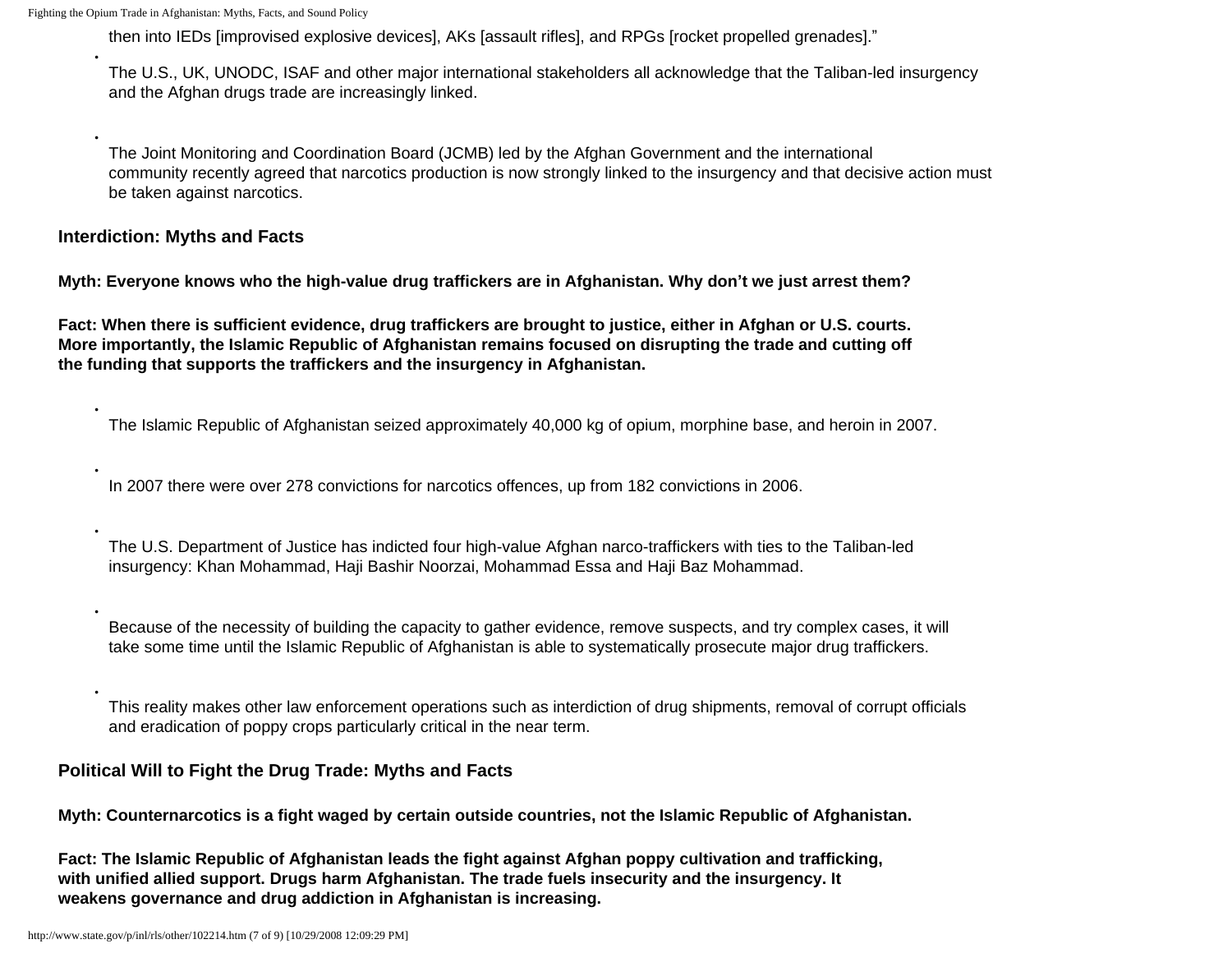then into IEDs [improvised explosive devices], AKs [assault rifles], and RPGs [rocket propelled grenades]."

- The U.S., UK, UNODC, ISAF and other major international stakeholders all acknowledge that the Taliban-led insurgency and the Afghan drugs trade are increasingly linked.
- The Joint Monitoring and Coordination Board (JCMB) led by the Afghan Government and the international community recently agreed that narcotics production is now strongly linked to the insurgency and that decisive action must be taken against narcotics.

**Interdiction: Myths and Facts**

**Myth: Everyone knows who the high-value drug traffickers are in Afghanistan. Why don't we just arrest them?**

**Fact: When there is sufficient evidence, drug traffickers are brought to justice, either in Afghan or U.S. courts. More importantly, the Islamic Republic of Afghanistan remains focused on disrupting the trade and cutting off the funding that supports the traffickers and the insurgency in Afghanistan.**

- The Islamic Republic of Afghanistan seized approximately 40,000 kg of opium, morphine base, and heroin in 2007.
- In 2007 there were over 278 convictions for narcotics offences, up from 182 convictions in 2006.
- The U.S. Department of Justice has indicted four high-value Afghan narco-traffickers with ties to the Taliban-led insurgency: Khan Mohammad, Haji Bashir Noorzai, Mohammad Essa and Haji Baz Mohammad.
- Because of the necessity of building the capacity to gather evidence, remove suspects, and try complex cases, it will take some time until the Islamic Republic of Afghanistan is able to systematically prosecute major drug traffickers.
- This reality makes other law enforcement operations such as interdiction of drug shipments, removal of corrupt officials and eradication of poppy crops particularly critical in the near term.

**Political Will to Fight the Drug Trade: Myths and Facts**

**Myth: Counternarcotics is a fight waged by certain outside countries, not the Islamic Republic of Afghanistan.**

**Fact: The Islamic Republic of Afghanistan leads the fight against Afghan poppy cultivation and trafficking, with unified allied support. Drugs harm Afghanistan. The trade fuels insecurity and the insurgency. It weakens governance and drug addiction in Afghanistan is increasing.**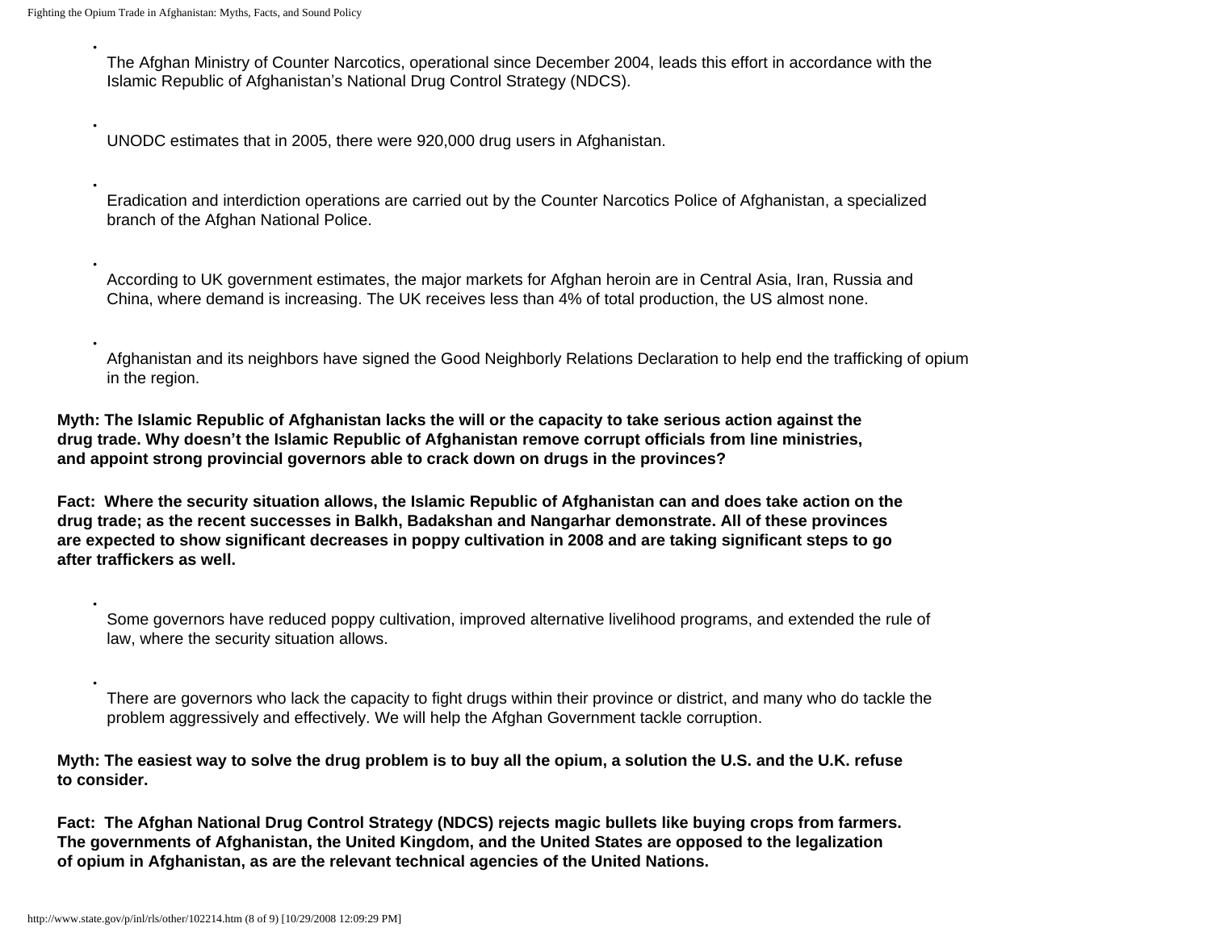- The Afghan Ministry of Counter Narcotics, operational since December 2004, leads this effort in accordance with the Islamic Republic of Afghanistan's National Drug Control Strategy (NDCS).
- UNODC estimates that in 2005, there were 920,000 drug users in Afghanistan.
- Eradication and interdiction operations are carried out by the Counter Narcotics Police of Afghanistan, a specialized branch of the Afghan National Police.
- According to UK government estimates, the major markets for Afghan heroin are in Central Asia, Iran, Russia and China, where demand is increasing. The UK receives less than 4% of total production, the US almost none.
- Afghanistan and its neighbors have signed the Good Neighborly Relations Declaration to help end the trafficking of opium in the region.

**Myth: The Islamic Republic of Afghanistan lacks the will or the capacity to take serious action against the drug trade. Why doesn't the Islamic Republic of Afghanistan remove corrupt officials from line ministries, and appoint strong provincial governors able to crack down on drugs in the provinces?**

**Fact: Where the security situation allows, the Islamic Republic of Afghanistan can and does take action on the drug trade; as the recent successes in Balkh, Badakshan and Nangarhar demonstrate. All of these provinces are expected to show significant decreases in poppy cultivation in 2008 and are taking significant steps to go after traffickers as well.**

- Some governors have reduced poppy cultivation, improved alternative livelihood programs, and extended the rule of law, where the security situation allows.
- There are governors who lack the capacity to fight drugs within their province or district, and many who do tackle the problem aggressively and effectively. We will help the Afghan Government tackle corruption.

**Myth: The easiest way to solve the drug problem is to buy all the opium, a solution the U.S. and the U.K. refuse to consider.**

**Fact: The Afghan National Drug Control Strategy (NDCS) rejects magic bullets like buying crops from farmers. The governments of Afghanistan, the United Kingdom, and the United States are opposed to the legalization of opium in Afghanistan, as are the relevant technical agencies of the United Nations.**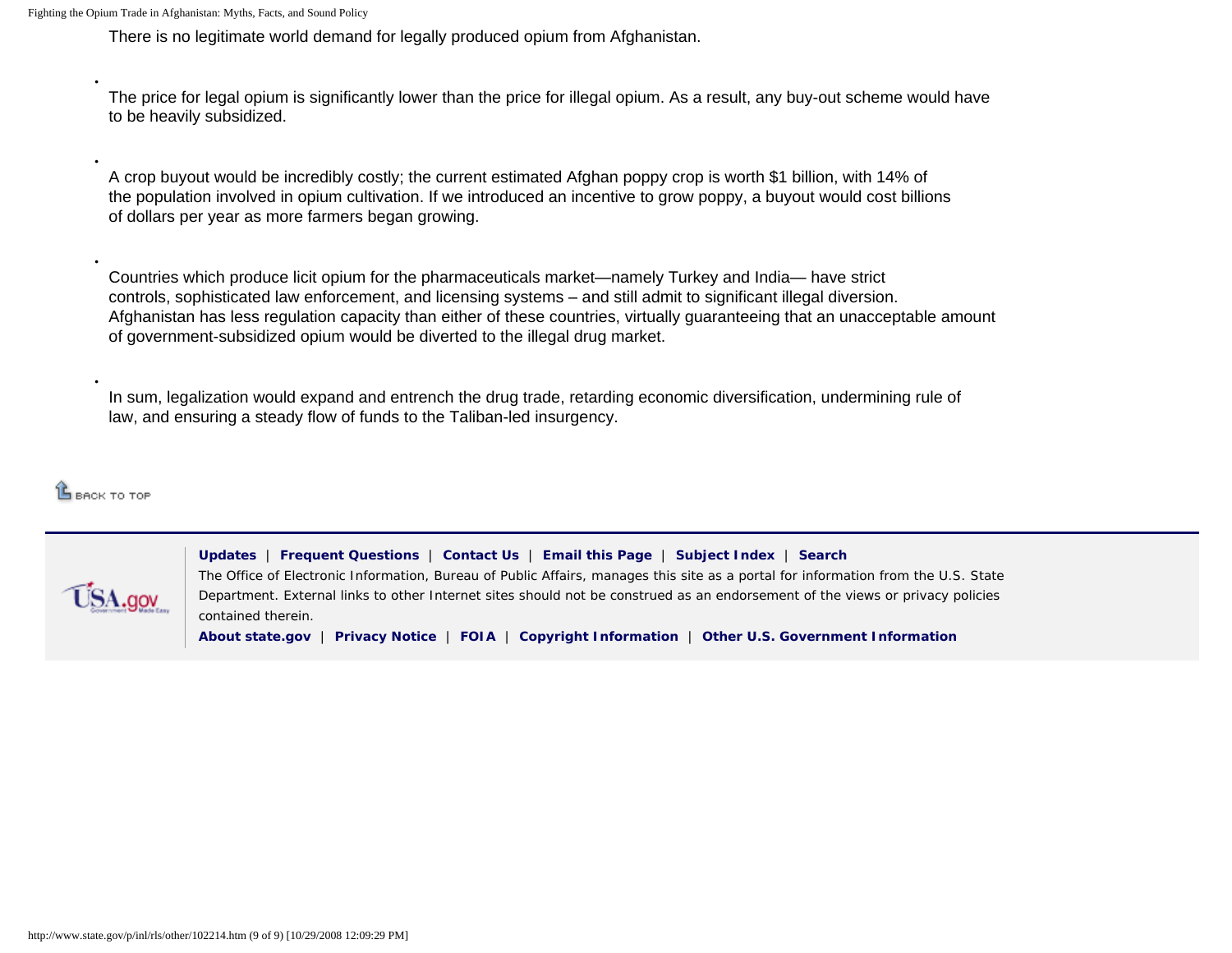There is no legitimate world demand for legally produced opium from Afghanistan.

- The price for legal opium is significantly lower than the price for illegal opium. As a result, any buy-out scheme would have to be heavily subsidized.

- A crop buyout would be incredibly costly; the current estimated Afghan poppy crop is worth $1 billion, with 14% of the population involved in opium cultivation. If we introduced an incentive to grow poppy, a buyout would cost billions of dollars per year as more farmers began growing.

- Countries which produce licit opium for the pharmaceuticals market—namely Turkey and India— have strict controls, sophisticated law enforcement, and licensing systems – and still admit to significant illegal diversion. Afghanistan has less regulation capacity than either of these countries, virtually guaranteeing that an unacceptable amount of government-subsidized opium would be diverted to the illegal drug market.

- In sum, legalization would expand and entrench the drug trade, retarding economic diversification, undermining rule of law, and ensuring a steady flow of funds to the Taliban-led insurgency.

BACK TO TOP

**Updates** | **Frequent Questions** | **Contact Us** | **Email this Page** | **Subject Index** | **Search**

The Office of Electronic Information, Bureau of Public Affairs, manages this site as a portal for information from the U.S. State Department. External links to other Internet sites should not be construed as an endorsement of the views or privacy policies contained therein.

**About state.gov** | **Privacy Notice** | **FOIA** | **Copyright Information** | **Other U.S. Government Information**